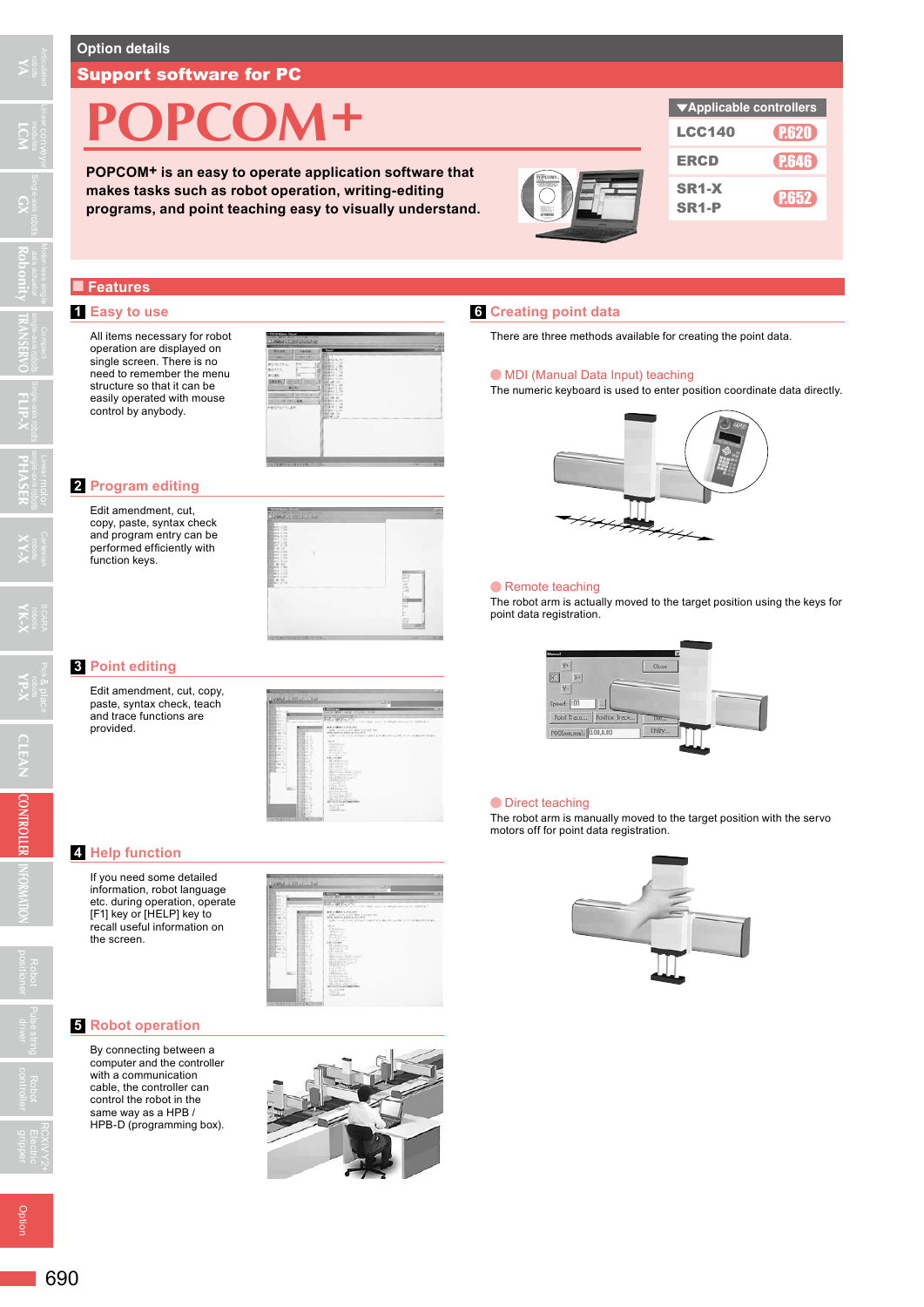Option details

## Support software for PC

# POPCOM+

**POPCOM+ is an easy to operate application software that makes tasks such as robot operation, writing-editing programs, and point teaching easy to visually understand.**

| ▼Applicable controllers | |
|---|---|
| LCC140 | P.620 |
| ERCD | P.646 |
| SR1-X SR1-P | P.652 |

## Features

### 1 Easy to use

All items necessary for robot operation are displayed on single screen. There is no need to remember the menu structure so that it can be easily operated with mouse control by anybody.

### 2 Program editing

Edit amendment, cut, copy, paste, syntax check and program entry can be performed efficiently with function keys.

### 3 Point editing

Edit amendment, cut, copy, paste, syntax check, teach and trace functions are provided.

### 4 Help function

If you need some detailed information, robot language etc. during operation, operate [F1] key or [HELP] key to recall useful information on the screen.

### 5 Robot operation

By connecting between a computer and the controller with a communication cable, the controller can control the robot in the same way as a HPB / HPB-D (programming box).

### 6 Creating point data

There are three methods available for creating the point data.

#### MDI (Manual Data Input) teaching

The numeric keyboard is used to enter position coordinate data directly.

#### Remote teaching

The robot arm is actually moved to the target position using the keys for point data registration.

#### Direct teaching

The robot arm is manually moved to the target position with the servo motors off for point data registration.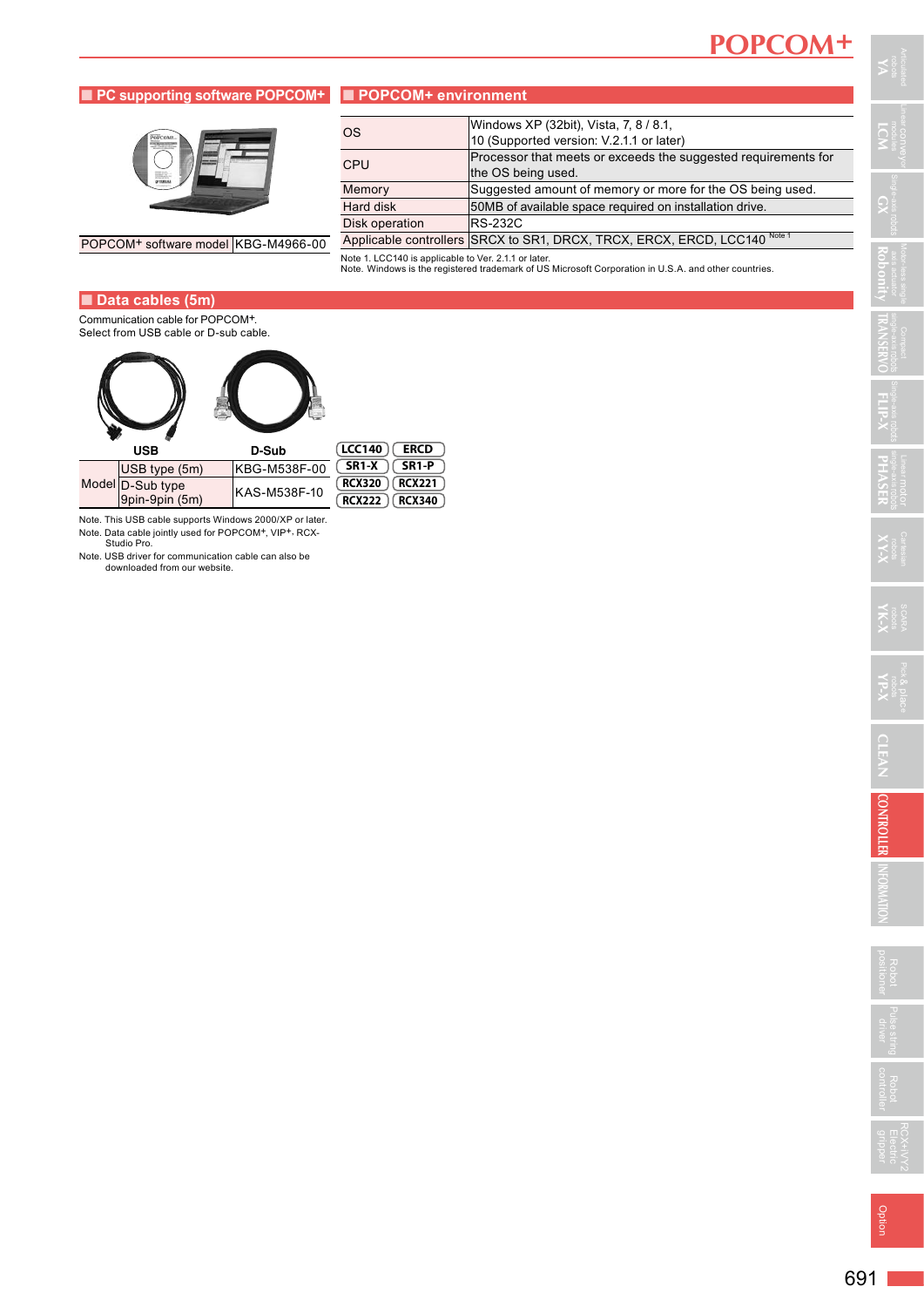## PC supporting software POPCOM+

| | |
|---|---|
| POPCOM+ software model | KBG-M4966-00 |

## POPCOM+ environment

| | |
|---|---|
| OS | Windows XP (32bit), Vista, 7, 8 / 8.1, 10 (Supported version: V.2.1.1 or later) |
| CPU | Processor that meets or exceeds the suggested requirements for the OS being used. |
| Memory | Suggested amount of memory or more for the OS being used. |
| Hard disk | 50MB of available space required on installation drive. |
| Disk operation | RS-232C |
| Applicable controllers | SRCX to SR1, DRCX, TRCX, ERCX, ERCD, LCC140 Note 1 |

Note 1. LCC140 is applicable to Ver. 2.1.1 or later.
Note. Windows is the registered trademark of US Microsoft Corporation in U.S.A. and other countries.

## Data cables (5m)

Communication cable for POPCOM+.
Select from USB cable or D-sub cable.

USB    D-Sub

| | | |
|---|---|---|
| Model | USB type (5m) | KBG-M538F-00 |
| | D-Sub type 9pin-9pin (5m) | KAS-M538F-10 |

LCC140 ERCD SR1-X SR1-P RCX320 RCX221 RCX222 RCX340

Note. This USB cable supports Windows 2000/XP or later.
Note. Data cable jointly used for POPCOM+, VIP+, RCX-Studio Pro.
Note. USB driver for communication cable can also be downloaded from our website.